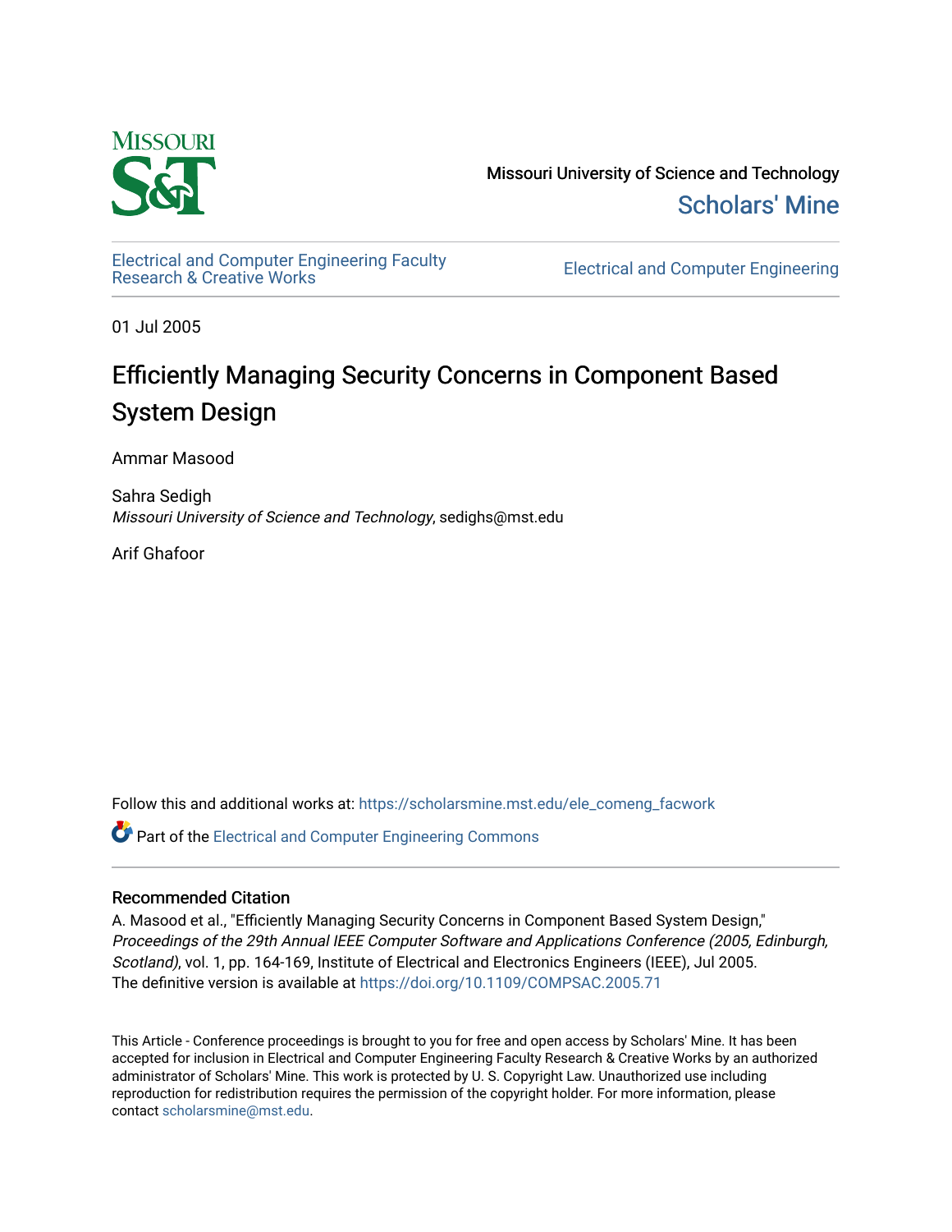Missouri University of Science and Technology

Scholars' Mine

Electrical and Computer Engineering Faculty Research & Creative Works

Electrical and Computer Engineering

01 Jul 2005

# Efficiently Managing Security Concerns in Component Based System Design

Ammar Masood

Sahra Sedigh
*Missouri University of Science and Technology*, sedighs@mst.edu

Arif Ghafoor

Follow this and additional works at: https://scholarsmine.mst.edu/ele_comeng_facwork

Part of the Electrical and Computer Engineering Commons

## Recommended Citation

A. Masood et al., "Efficiently Managing Security Concerns in Component Based System Design," *Proceedings of the 29th Annual IEEE Computer Software and Applications Conference (2005, Edinburgh, Scotland)*, vol. 1, pp. 164-169, Institute of Electrical and Electronics Engineers (IEEE), Jul 2005.
The definitive version is available at https://doi.org/10.1109/COMPSAC.2005.71

This Article - Conference proceedings is brought to you for free and open access by Scholars' Mine. It has been accepted for inclusion in Electrical and Computer Engineering Faculty Research & Creative Works by an authorized administrator of Scholars' Mine. This work is protected by U. S. Copyright Law. Unauthorized use including reproduction for redistribution requires the permission of the copyright holder. For more information, please contact scholarsmine@mst.edu.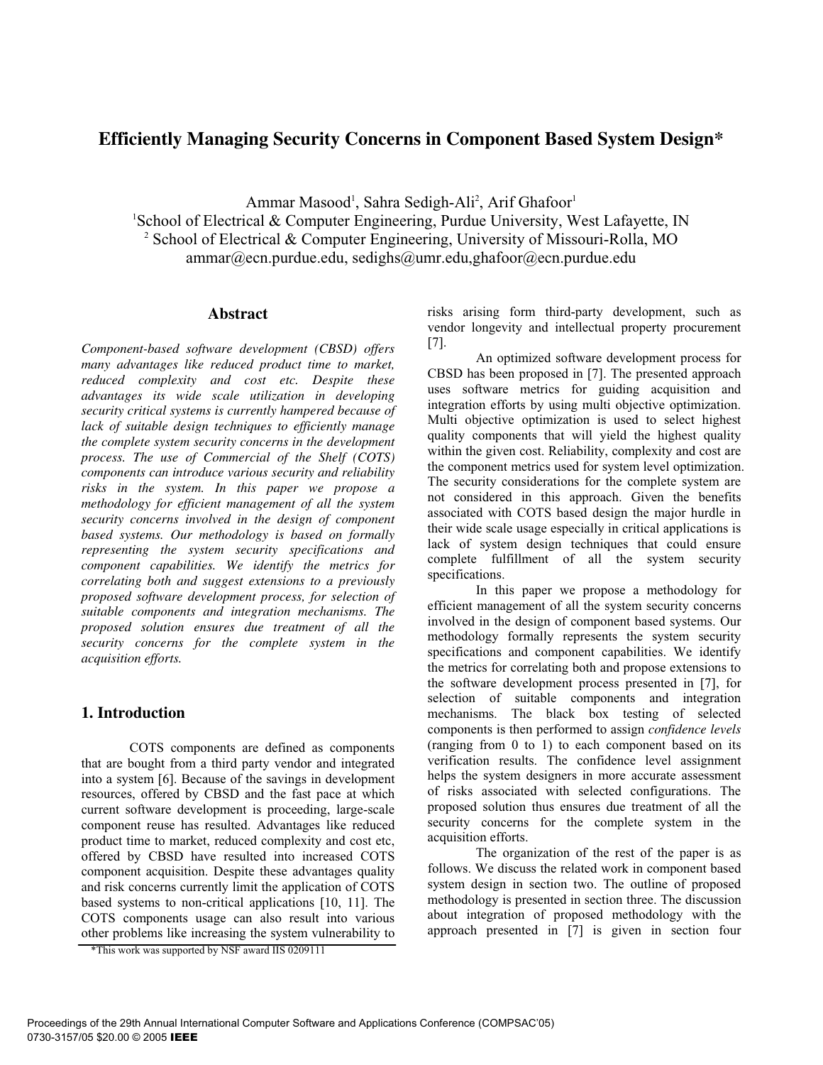# Efficiently Managing Security Concerns in Component Based System Design*

Ammar Masood[1], Sahra Sedigh-Ali[2], Arif Ghafoor[1]
[1]School of Electrical & Computer Engineering, Purdue University, West Lafayette, IN
[2] School of Electrical & Computer Engineering, University of Missouri-Rolla, MO
ammar@ecn.purdue.edu, sedighs@umr.edu,ghafoor@ecn.purdue.edu

## Abstract

*Component-based software development (CBSD) offers many advantages like reduced product time to market, reduced complexity and cost etc. Despite these advantages its wide scale utilization in developing security critical systems is currently hampered because of lack of suitable design techniques to efficiently manage the complete system security concerns in the development process. The use of Commercial of the Shelf (COTS) components can introduce various security and reliability risks in the system. In this paper we propose a methodology for efficient management of all the system security concerns involved in the design of component based systems. Our methodology is based on formally representing the system security specifications and component capabilities. We identify the metrics for correlating both and suggest extensions to a previously proposed software development process, for selection of suitable components and integration mechanisms. The proposed solution ensures due treatment of all the security concerns for the complete system in the acquisition efforts.*

## 1. Introduction

COTS components are defined as components that are bought from a third party vendor and integrated into a system [6]. Because of the savings in development resources, offered by CBSD and the fast pace at which current software development is proceeding, large-scale component reuse has resulted. Advantages like reduced product time to market, reduced complexity and cost etc, offered by CBSD have resulted into increased COTS component acquisition. Despite these advantages quality and risk concerns currently limit the application of COTS based systems to non-critical applications [10, 11]. The COTS components usage can also result into various other problems like increasing the system vulnerability to risks arising form third-party development, such as vendor longevity and intellectual property procurement [7].

An optimized software development process for CBSD has been proposed in [7]. The presented approach uses software metrics for guiding acquisition and integration efforts by using multi objective optimization. Multi objective optimization is used to select highest quality components that will yield the highest quality within the given cost. Reliability, complexity and cost are the component metrics used for system level optimization. The security considerations for the complete system are not considered in this approach. Given the benefits associated with COTS based design the major hurdle in their wide scale usage especially in critical applications is lack of system design techniques that could ensure complete fulfillment of all the system security specifications.

In this paper we propose a methodology for efficient management of all the system security concerns involved in the design of component based systems. Our methodology formally represents the system security specifications and component capabilities. We identify the metrics for correlating both and propose extensions to the software development process presented in [7], for selection of suitable components and integration mechanisms. The black box testing of selected components is then performed to assign *confidence levels* (ranging from 0 to 1) to each component based on its verification results. The confidence level assignment helps the system designers in more accurate assessment of risks associated with selected configurations. The proposed solution thus ensures due treatment of all the security concerns for the complete system in the acquisition efforts.

The organization of the rest of the paper is as follows. We discuss the related work in component based system design in section two. The outline of proposed methodology is presented in section three. The discussion about integration of proposed methodology with the approach presented in [7] is given in section four

*This work was supported by NSF award IIS 0209111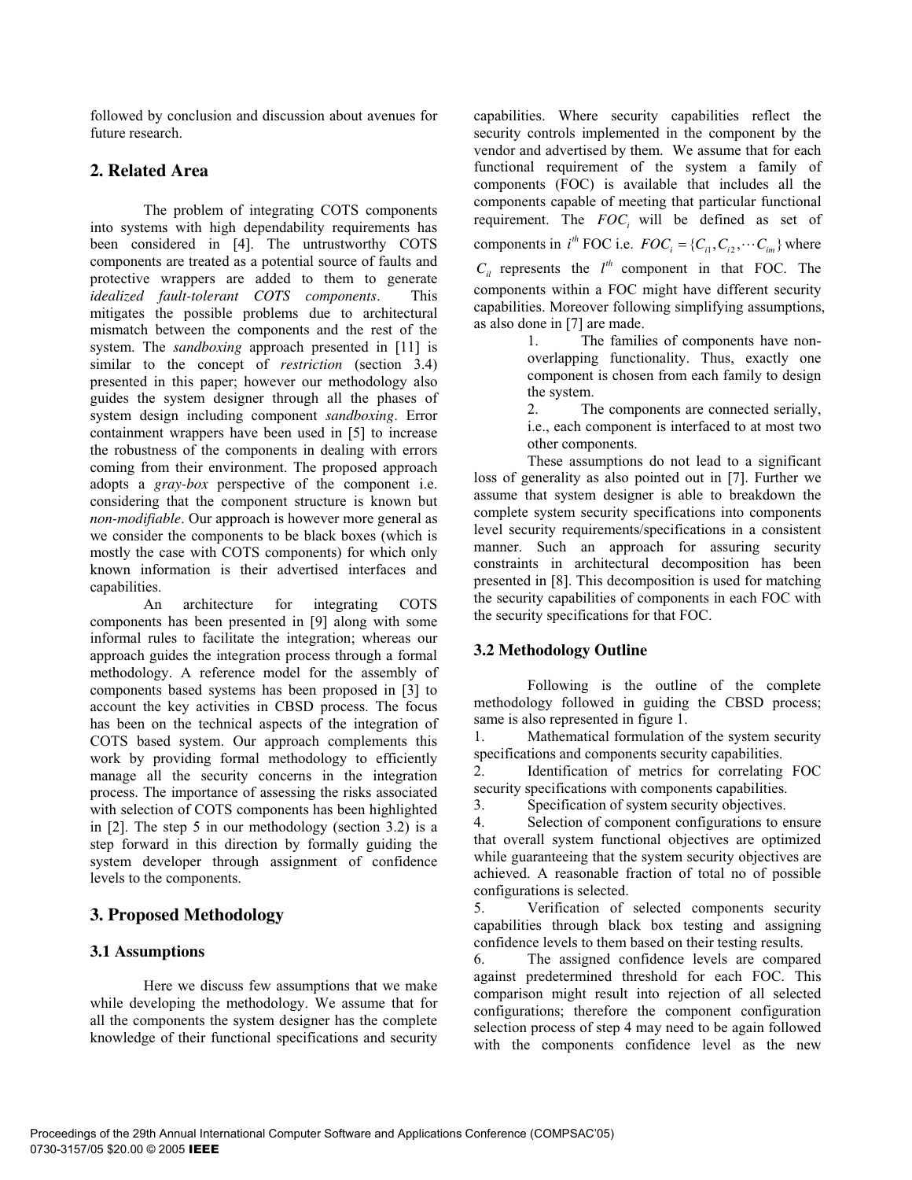followed by conclusion and discussion about avenues for future research.

## 2. Related Area

The problem of integrating COTS components into systems with high dependability requirements has been considered in [4]. The untrustworthy COTS components are treated as a potential source of faults and protective wrappers are added to them to generate *idealized fault-tolerant COTS components*. This mitigates the possible problems due to architectural mismatch between the components and the rest of the system. The *sandboxing* approach presented in [11] is similar to the concept of *restriction* (section 3.4) presented in this paper; however our methodology also guides the system designer through all the phases of system design including component *sandboxing*. Error containment wrappers have been used in [5] to increase the robustness of the components in dealing with errors coming from their environment. The proposed approach adopts a *gray-box* perspective of the component i.e. considering that the component structure is known but *non-modifiable*. Our approach is however more general as we consider the components to be black boxes (which is mostly the case with COTS components) for which only known information is their advertised interfaces and capabilities.

An architecture for integrating COTS components has been presented in [9] along with some informal rules to facilitate the integration; whereas our approach guides the integration process through a formal methodology. A reference model for the assembly of components based systems has been proposed in [3] to account the key activities in CBSD process. The focus has been on the technical aspects of the integration of COTS based system. Our approach complements this work by providing formal methodology to efficiently manage all the security concerns in the integration process. The importance of assessing the risks associated with selection of COTS components has been highlighted in [2]. The step 5 in our methodology (section 3.2) is a step forward in this direction by formally guiding the system developer through assignment of confidence levels to the components.

## 3. Proposed Methodology

### 3.1 Assumptions

Here we discuss few assumptions that we make while developing the methodology. We assume that for all the components the system designer has the complete knowledge of their functional specifications and security capabilities. Where security capabilities reflect the security controls implemented in the component by the vendor and advertised by them. We assume that for each functional requirement of the system a family of components (FOC) is available that includes all the components capable of meeting that particular functional requirement. The $FOC_i$ will be defined as set of components in $i^{th}$ FOC i.e. $FOC_i = \{C_{i1}, C_{i2}, \cdots C_{im}\}$ where $C_{il}$ represents the $l^{th}$ component in that FOC. The components within a FOC might have different security capabilities. Moreover following simplifying assumptions, as also done in [7] are made.

1. The families of components have non-overlapping functionality. Thus, exactly one component is chosen from each family to design the system.
2. The components are connected serially, i.e., each component is interfaced to at most two other components.

These assumptions do not lead to a significant loss of generality as also pointed out in [7]. Further we assume that system designer is able to breakdown the complete system security specifications into components level security requirements/specifications in a consistent manner. Such an approach for assuring security constraints in architectural decomposition has been presented in [8]. This decomposition is used for matching the security capabilities of components in each FOC with the security specifications for that FOC.

### 3.2 Methodology Outline

Following is the outline of the complete methodology followed in guiding the CBSD process; same is also represented in figure 1.

1. Mathematical formulation of the system security specifications and components security capabilities.
2. Identification of metrics for correlating FOC security specifications with components capabilities.
3. Specification of system security objectives.
4. Selection of component configurations to ensure that overall system functional objectives are optimized while guaranteeing that the system security objectives are achieved. A reasonable fraction of total no of possible configurations is selected.
5. Verification of selected components security capabilities through black box testing and assigning confidence levels to them based on their testing results.
6. The assigned confidence levels are compared against predetermined threshold for each FOC. This comparison might result into rejection of all selected configurations; therefore the component configuration selection process of step 4 may need to be again followed with the components confidence level as the new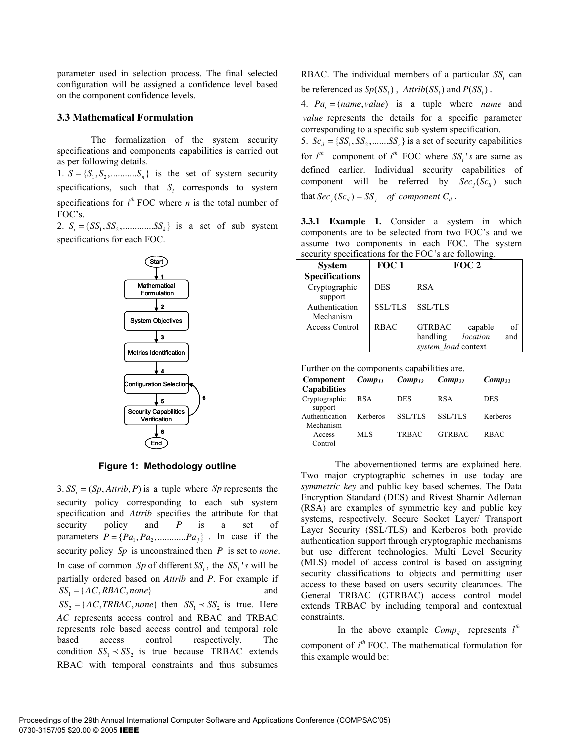parameter used in selection process. The final selected configuration will be assigned a confidence level based on the component confidence levels.

### 3.3 Mathematical Formulation

The formalization of the system security specifications and components capabilities is carried out as per following details.

1. $S = \{S_1, S_2, ..........S_n\}$ is the set of system security specifications, such that $S_i$ corresponds to system specifications for $i^{th}$ FOC where *n* is the total number of FOC's.

2. $S_i = \{SS_1, SS_2, ............SS_k\}$ is a set of sub system specifications for each FOC.

Figure 1: Methodology outline

3. $SS_i = (Sp, Attrib, P)$ is a tuple where $Sp$ represents the security policy corresponding to each sub system specification and *Attrib* specifies the attribute for that security policy and *P* is a set of parameters $P = \{Pa_1, Pa_2, ...........Pa_j\}$. In case if the security policy $Sp$ is unconstrained then $P$ is set to *none*. In case of common $Sp$ of different $SS_i$, the $SS_i$'s will be partially ordered based on *Attrib* and *P*. For example if $SS_1 = \{AC, RBAC, none\}$ and $SS_2 = \{AC, TRBAC, none\}$ then $SS_1 \prec SS_2$ is true. Here *AC* represents access control and RBAC and TRBAC represents role based access control and temporal role based access control respectively. The condition $SS_1 \prec SS_2$ is true because TRBAC extends RBAC with temporal constraints and thus subsumes RBAC. The individual members of a particular $SS_i$ can be referenced as $Sp(SS_i)$, $Attrib(SS_i)$ and $P(SS_i)$.

4. $Pa_i = (name, value)$ is a tuple where *name* and *value* represents the details for a specific parameter corresponding to a specific sub system specification.

5. $Sc_{il} = \{SS_1, SS_2, .......SS_r\}$ is a set of security capabilities for $l^{th}$ component of $i^{th}$ FOC where $SS_i$'s are same as defined earlier. Individual security capabilities of component will be referred by $Sec_j(Sc_{il})$ such that $Sec_j(Sc_{il}) = SS_j$ *of component* $C_{il}$.

**3.3.1 Example 1.** Consider a system in which components are to be selected from two FOC's and we assume two components in each FOC. The system security specifications for the FOC's are following.

| System Specifications | FOC 1 | FOC 2 |
|---|---|---|
| Cryptographic support | DES | RSA |
| Authentication Mechanism | SSL/TLS | SSL/TLS |
| Access Control | RBAC | GTRBAC capable of handling *location* and *system_load* context |

Further on the components capabilities are.

| Component Capabilities | $Comp_{11}$ | $Comp_{12}$ | $Comp_{21}$ | $Comp_{22}$ |
|---|---|---|---|---|
| Cryptographic support | RSA | DES | RSA | DES |
| Authentication Mechanism | Kerberos | SSL/TLS | SSL/TLS | Kerberos |
| Access Control | MLS | TRBAC | GTRBAC | RBAC |

The abovementioned terms are explained here. Two major cryptographic schemes in use today are *symmetric key* and public key based schemes. The Data Encryption Standard (DES) and Rivest Shamir Adleman (RSA) are examples of symmetric key and public key systems, respectively. Secure Socket Layer/ Transport Layer Security (SSL/TLS) and Kerberos both provide authentication support through cryptographic mechanisms but use different technologies. Multi Level Security (MLS) model of access control is based on assigning security classifications to objects and permitting user access to these based on users security clearances. The General TRBAC (GTRBAC) access control model extends TRBAC by including temporal and contextual constraints.

In the above example $Comp_{il}$ represents $l^{th}$ component of $i^{th}$ FOC. The mathematical formulation for this example would be: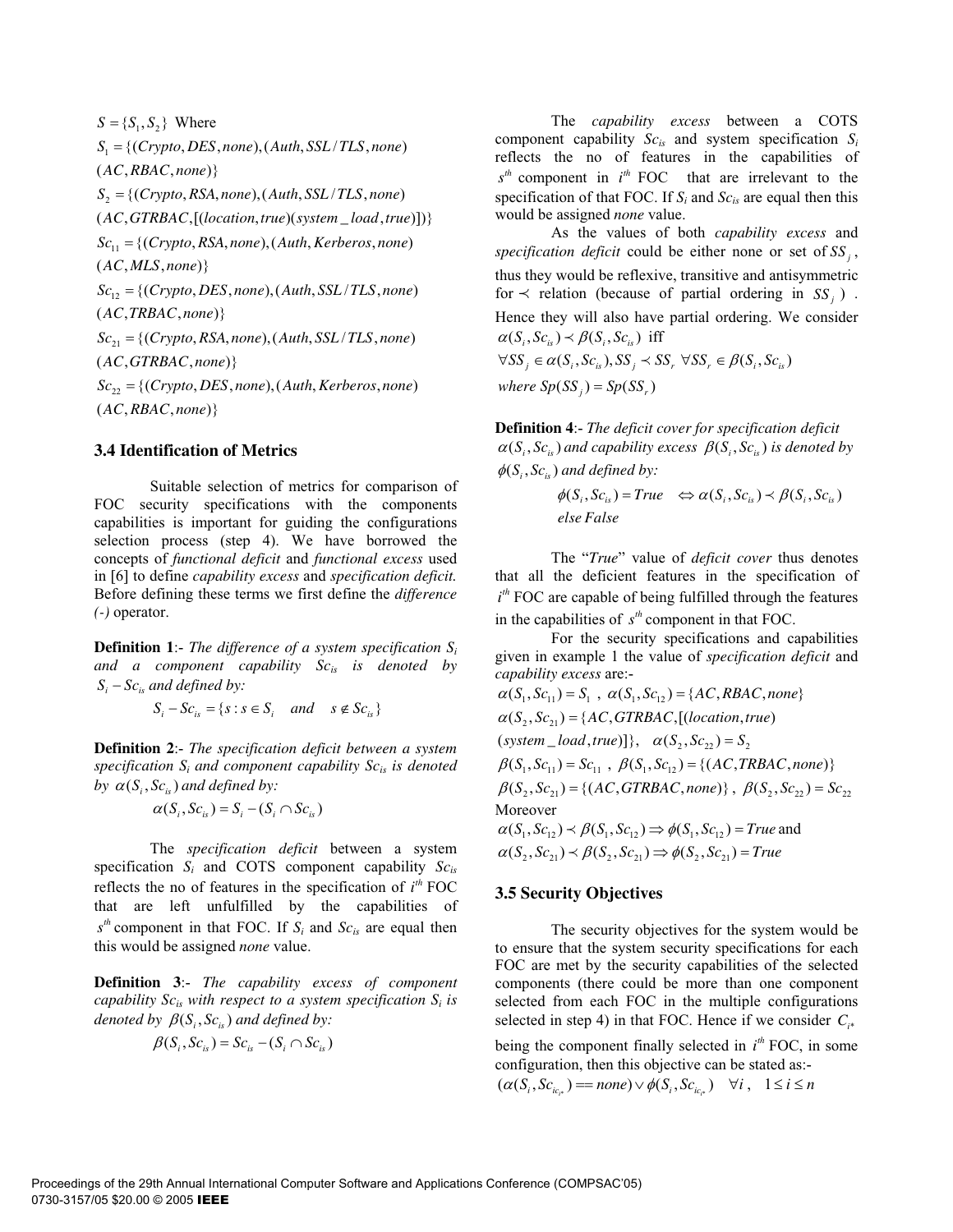$S = \{S_1, S_2\}$ Where

$S_1 = \{(Crypto, DES, none), (Auth, SSL/TLS, none)$
$(AC, RBAC, none)\}$

$S_2 = \{(Crypto, RSA, none), (Auth, SSL/TLS, none)$
$(AC, GTRBAC, [(location, true)(system\_load, true)])\}$

$Sc_{11} = \{(Crypto, RSA, none), (Auth, Kerberos, none)$
$(AC, MLS, none)\}$

$Sc_{12} = \{(Crypto, DES, none), (Auth, SSL/TLS, none)$
$(AC, TRBAC, none)\}$

$Sc_{21} = \{(Crypto, RSA, none), (Auth, SSL/TLS, none)$
$(AC, GTRBAC, none)\}$

$Sc_{22} = \{(Crypto, DES, none), (Auth, Kerberos, none)$
$(AC, RBAC, none)\}$

### 3.4 Identification of Metrics

Suitable selection of metrics for comparison of FOC security specifications with the components capabilities is important for guiding the configurations selection process (step 4). We have borrowed the concepts of *functional deficit* and *functional excess* used in [6] to define *capability excess* and *specification deficit.* Before defining these terms we first define the *difference (-)* operator.

**Definition 1**:- *The difference of a system specification $S_i$ and a component capability $Sc_{is}$ is denoted by $S_i - Sc_{is}$ and defined by:*

$$S_i - Sc_{is} = \{s : s \in S_i \quad and \quad s \notin Sc_{is}\}$$

**Definition 2**:- *The specification deficit between a system specification $S_i$ and component capability $Sc_{is}$ is denoted by $\alpha(S_i, Sc_{is})$ and defined by:*

$$\alpha(S_i, Sc_{is}) = S_i - (S_i \cap Sc_{is})$$

The *specification deficit* between a system specification $S_i$ and COTS component capability $Sc_{is}$ reflects the no of features in the specification of $i^{th}$ FOC that are left unfulfilled by the capabilities of $s^{th}$ component in that FOC. If $S_i$ and $Sc_{is}$ are equal then this would be assigned *none* value.

**Definition 3**:- *The capability excess of component capability $Sc_{is}$ with respect to a system specification $S_i$ is denoted by $\beta(S_i, Sc_{is})$ and defined by:*

$$\beta(S_i, Sc_{is}) = Sc_{is} - (S_i \cap Sc_{is})$$

The *capability excess* between a COTS component capability $Sc_{is}$ and system specification $S_i$ reflects the no of features in the capabilities of $s^{th}$ component in $i^{th}$ FOC that are irrelevant to the specification of that FOC. If $S_i$ and $Sc_{is}$ are equal then this would be assigned *none* value.

As the values of both *capability excess* and *specification deficit* could be either none or set of $SS_j$, thus they would be reflexive, transitive and antisymmetric for $\prec$ relation (because of partial ordering in $SS_j$). Hence they will also have partial ordering. We consider $\alpha(S_i, Sc_{is}) \prec \beta(S_i, Sc_{is})$ iff
$\forall SS_j \in \alpha(S_i, Sc_{is}), SS_j \prec SS_r \ \forall SS_r \in \beta(S_i, Sc_{is})$
$where \ Sp(SS_j) = Sp(SS_r)$

**Definition 4**:- *The deficit cover for specification deficit $\alpha(S_i, Sc_{is})$ and capability excess $\beta(S_i, Sc_{is})$ is denoted by $\phi(S_i, Sc_{is})$ and defined by:*

$$\phi(S_i, Sc_{is}) = True \quad \Leftrightarrow \alpha(S_i, Sc_{is}) \prec \beta(S_i, Sc_{is})$$
$$else \ False$$

The "*True*" value of *deficit cover* thus denotes that all the deficient features in the specification of $i^{th}$ FOC are capable of being fulfilled through the features in the capabilities of $s^{th}$ component in that FOC.

For the security specifications and capabilities given in example 1 the value of *specification deficit* and *capability excess* are:-

$\alpha(S_1, Sc_{11}) = S_1$ , $\alpha(S_1, Sc_{12}) = \{AC, RBAC, none\}$
$\alpha(S_2, Sc_{21}) = \{AC, GTRBAC, [(location, true)$
$(system\_load, true)]\}$, $\alpha(S_2, Sc_{22}) = S_2$
$\beta(S_1, Sc_{11}) = Sc_{11}$ , $\beta(S_1, Sc_{12}) = \{(AC, TRBAC, none)\}$
$\beta(S_2, Sc_{21}) = \{(AC, GTRBAC, none)\}$ , $\beta(S_2, Sc_{22}) = Sc_{22}$

Moreover

$\alpha(S_1, Sc_{12}) \prec \beta(S_1, Sc_{12}) \Rightarrow \phi(S_1, Sc_{12}) = True$ and
$\alpha(S_2, Sc_{21}) \prec \beta(S_2, Sc_{21}) \Rightarrow \phi(S_2, Sc_{21}) = True$

### 3.5 Security Objectives

The security objectives for the system would be to ensure that the system security specifications for each FOC are met by the security capabilities of the selected components (there could be more than one component selected from each FOC in the multiple configurations selected in step 4) in that FOC. Hence if we consider $C_{i^*}$ being the component finally selected in $i^{th}$ FOC, in some configuration, then this objective can be stated as:-

$(\alpha(S_i, Sc_{ic_{i^*}}) == none) \vee \phi(S_i, Sc_{ic_{i^*}}) \quad \forall i, \ \ 1 \le i \le n$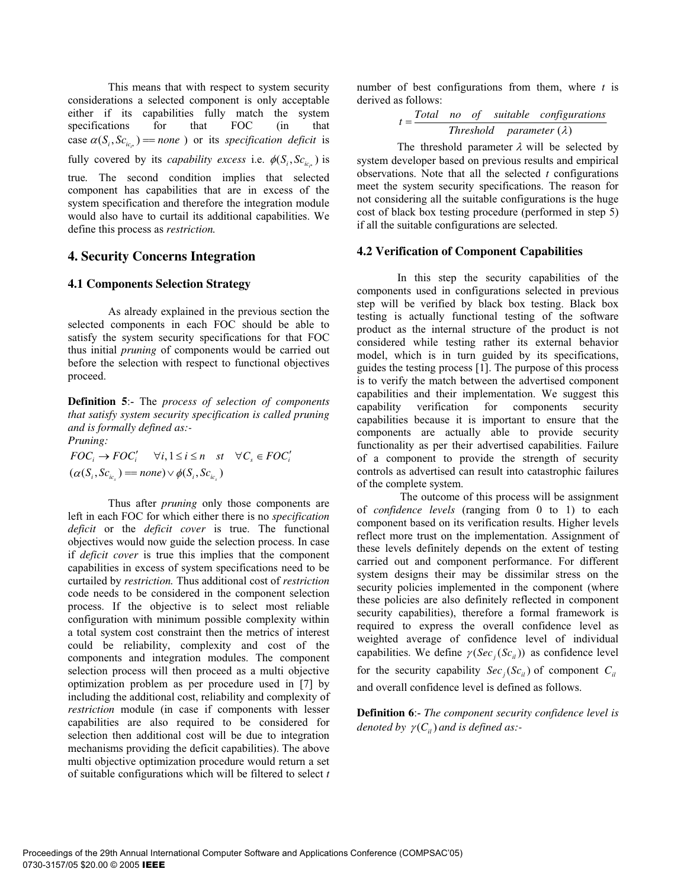This means that with respect to system security considerations a selected component is only acceptable either if its capabilities fully match the system specifications for that FOC (in that case $\alpha(S_i, Sc_{ic_{i*}}) == none$ ) or its *specification deficit* is fully covered by its *capability excess* i.e. $\phi(S_i, Sc_{ic_{i*}})$ is true. The second condition implies that selected component has capabilities that are in excess of the system specification and therefore the integration module would also have to curtail its additional capabilities. We define this process as *restriction.*

## 4. Security Concerns Integration

### 4.1 Components Selection Strategy

As already explained in the previous section the selected components in each FOC should be able to satisfy the system security specifications for that FOC thus initial *pruning* of components would be carried out before the selection with respect to functional objectives proceed.

**Definition 5**:- The *process of selection of components that satisfy system security specification is called pruning and is formally defined as:-*

*Pruning:*

$$FOC_i \rightarrow FOC_i' \quad \forall i, 1 \le i \le n \quad st \quad \forall C_s \in FOC_i'$$
$$(\alpha(S_i, Sc_{ic_s}) == none) \vee \phi(S_i, Sc_{ic_s})$$

Thus after *pruning* only those components are left in each FOC for which either there is no *specification deficit* or the *deficit cover* is true. The functional objectives would now guide the selection process. In case if *deficit cover* is true this implies that the component capabilities in excess of system specifications need to be curtailed by *restriction.* Thus additional cost of *restriction* code needs to be considered in the component selection process. If the objective is to select most reliable configuration with minimum possible complexity within a total system cost constraint then the metrics of interest could be reliability, complexity and cost of the components and integration modules. The component selection process will then proceed as a multi objective optimization problem as per procedure used in [7] by including the additional cost, reliability and complexity of *restriction* module (in case if components with lesser capabilities are also required to be considered for selection then additional cost will be due to integration mechanisms providing the deficit capabilities). The above multi objective optimization procedure would return a set of suitable configurations which will be filtered to select $t$ number of best configurations from them, where $t$ is derived as follows:

$$t = \frac{Total \quad no \quad of \quad suitable \quad configurations}{Threshold \quad parameter \; (\lambda)}$$

The threshold parameter $\lambda$ will be selected by system developer based on previous results and empirical observations. Note that all the selected $t$ configurations meet the system security specifications. The reason for not considering all the suitable configurations is the huge cost of black box testing procedure (performed in step 5) if all the suitable configurations are selected.

### 4.2 Verification of Component Capabilities

In this step the security capabilities of the components used in configurations selected in previous step will be verified by black box testing. Black box testing is actually functional testing of the software product as the internal structure of the product is not considered while testing rather its external behavior model, which is in turn guided by its specifications, guides the testing process [1]. The purpose of this process is to verify the match between the advertised component capabilities and their implementation. We suggest this capability verification for components security capabilities because it is important to ensure that the components are actually able to provide security functionality as per their advertised capabilities. Failure of a component to provide the strength of security controls as advertised can result into catastrophic failures of the complete system.

The outcome of this process will be assignment of *confidence levels* (ranging from 0 to 1) to each component based on its verification results. Higher levels reflect more trust on the implementation. Assignment of these levels definitely depends on the extent of testing carried out and component performance. For different system designs their may be dissimilar stress on the security policies implemented in the component (where these policies are also definitely reflected in component security capabilities), therefore a formal framework is required to express the overall confidence level as weighted average of confidence level of individual capabilities. We define $\gamma(Sec_j(Sc_{il}))$ as confidence level for the security capability $Sec_j(Sc_{il})$ of component $C_{il}$ and overall confidence level is defined as follows.

**Definition 6**:- *The component security confidence level is denoted by* $\gamma(C_{il})$ *and is defined as:-*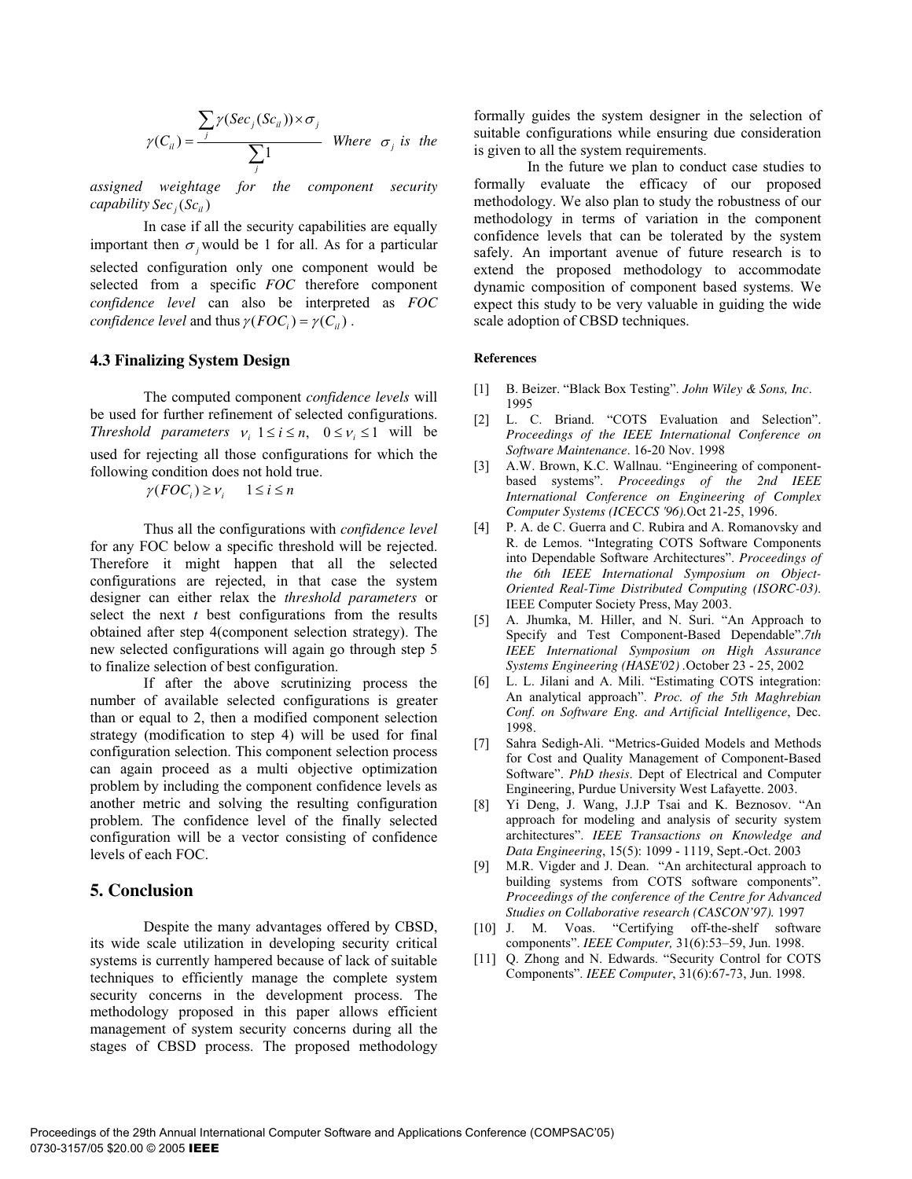$$\gamma(C_{il}) = \frac{\sum_j \gamma(Sec_j(Sc_{il})) \times \sigma_j}{\sum_j 1}$$ *Where* $\sigma_j$ *is the assigned weightage for the component security capability* $Sec_j(Sc_{il})$

In case if all the security capabilities are equally important then $\sigma_j$ would be 1 for all. As for a particular selected configuration only one component would be selected from a specific *FOC* therefore component *confidence level* can also be interpreted as *FOC confidence level* and thus $\gamma(FOC_i) = \gamma(C_{il})$ .

### 4.3 Finalizing System Design

The computed component *confidence levels* will be used for further refinement of selected configurations. *Threshold parameters* $\nu_i \;\; 1 \le i \le n, \;\; 0 \le \nu_i \le 1$ will be used for rejecting all those configurations for which the following condition does not hold true.

$$\gamma(FOC_i) \ge \nu_i \qquad 1 \le i \le n$$

Thus all the configurations with *confidence level* for any FOC below a specific threshold will be rejected. Therefore it might happen that all the selected configurations are rejected, in that case the system designer can either relax the *threshold parameters* or select the next *t* best configurations from the results obtained after step 4(component selection strategy). The new selected configurations will again go through step 5 to finalize selection of best configuration.

If after the above scrutinizing process the number of available selected configurations is greater than or equal to 2, then a modified component selection strategy (modification to step 4) will be used for final configuration selection. This component selection process can again proceed as a multi objective optimization problem by including the component confidence levels as another metric and solving the resulting configuration problem. The confidence level of the finally selected configuration will be a vector consisting of confidence levels of each FOC.

## 5. Conclusion

Despite the many advantages offered by CBSD, its wide scale utilization in developing security critical systems is currently hampered because of lack of suitable techniques to efficiently manage the complete system security concerns in the development process. The methodology proposed in this paper allows efficient management of system security concerns during all the stages of CBSD process. The proposed methodology formally guides the system designer in the selection of suitable configurations while ensuring due consideration is given to all the system requirements.

In the future we plan to conduct case studies to formally evaluate the efficacy of our proposed methodology. We also plan to study the robustness of our methodology in terms of variation in the component confidence levels that can be tolerated by the system safely. An important avenue of future research is to extend the proposed methodology to accommodate dynamic composition of component based systems. We expect this study to be very valuable in guiding the wide scale adoption of CBSD techniques.

#### References

[1] B. Beizer. "Black Box Testing". *John Wiley & Sons, Inc*. 1995

[2] L. C. Briand. "COTS Evaluation and Selection". *Proceedings of the IEEE International Conference on Software Maintenance*. 16-20 Nov. 1998

[3] A.W. Brown, K.C. Wallnau. "Engineering of component-based systems". *Proceedings of the 2nd IEEE International Conference on Engineering of Complex Computer Systems (ICECCS '96).*Oct 21-25, 1996.

[4] P. A. de C. Guerra and C. Rubira and A. Romanovsky and R. de Lemos. "Integrating COTS Software Components into Dependable Software Architectures". *Proceedings of the 6th IEEE International Symposium on Object-Oriented Real-Time Distributed Computing (ISORC-03)*. IEEE Computer Society Press, May 2003.

[5] A. Jhumka, M. Hiller, and N. Suri. "An Approach to Specify and Test Component-Based Dependable".*7th IEEE International Symposium on High Assurance Systems Engineering (HASE'02)* .October 23 - 25, 2002

[6] L. L. Jilani and A. Mili. "Estimating COTS integration: An analytical approach". *Proc. of the 5th Maghrebian Conf. on Software Eng. and Artificial Intelligence*, Dec. 1998.

[7] Sahra Sedigh-Ali. "Metrics-Guided Models and Methods for Cost and Quality Management of Component-Based Software". *PhD thesis*. Dept of Electrical and Computer Engineering, Purdue University West Lafayette. 2003.

[8] Yi Deng, J. Wang, J.J.P Tsai and K. Beznosov. "An approach for modeling and analysis of security system architectures". *IEEE Transactions on Knowledge and Data Engineering*, 15(5): 1099 - 1119, Sept.-Oct. 2003

[9] M.R. Vigder and J. Dean. "An architectural approach to building systems from COTS software components". *Proceedings of the conference of the Centre for Advanced Studies on Collaborative research (CASCON'97).* 1997

[10] J. M. Voas. "Certifying off-the-shelf software components". *IEEE Computer,* 31(6):53–59, Jun. 1998.

[11] Q. Zhong and N. Edwards. "Security Control for COTS Components". *IEEE Computer*, 31(6):67-73, Jun. 1998.